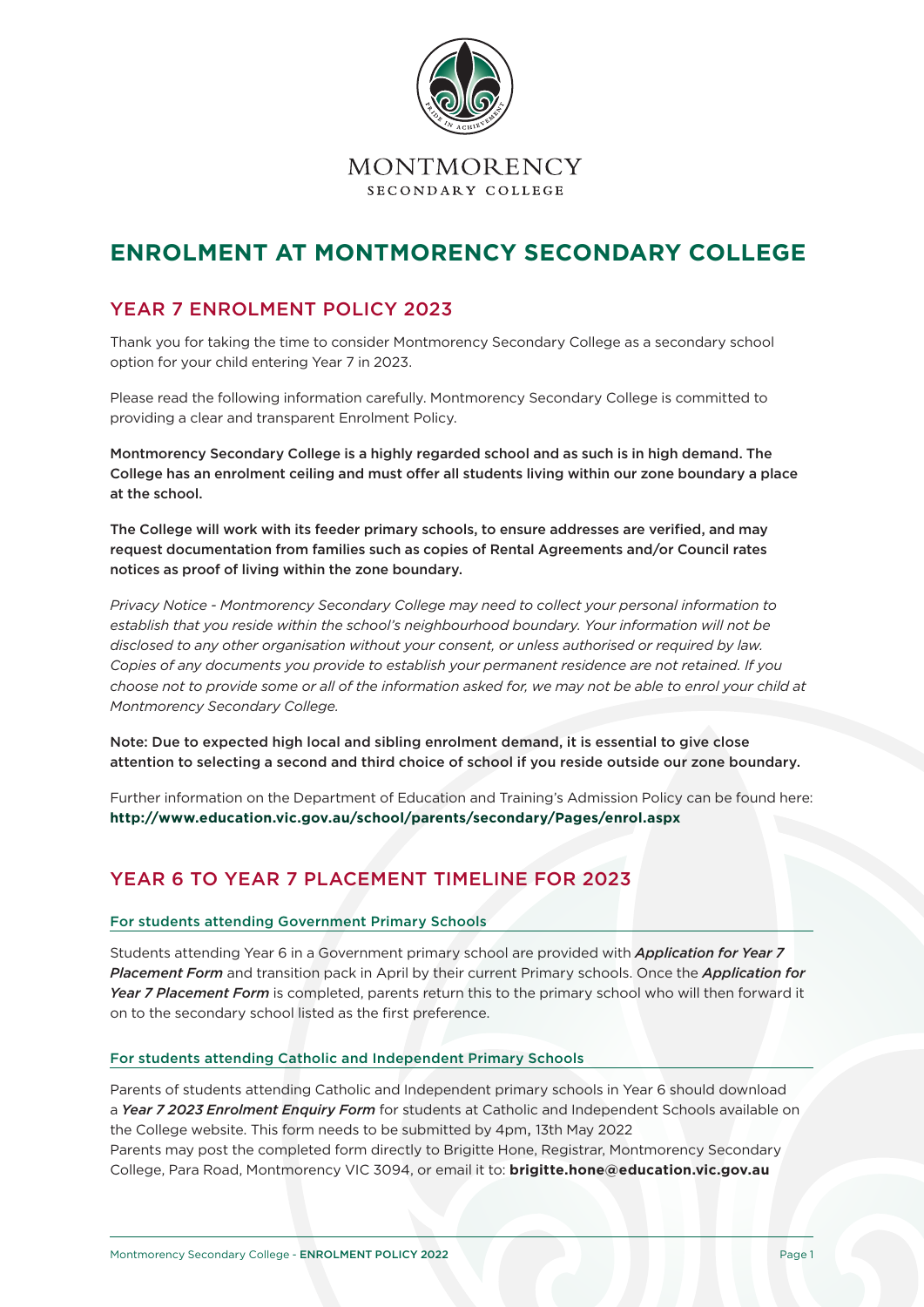MONTMORENCY
SECONDARY COLLEGE

# ENROLMENT AT MONTMORENCY SECONDARY COLLEGE

## YEAR 7 ENROLMENT POLICY 2023

Thank you for taking the time to consider Montmorency Secondary College as a secondary school option for your child entering Year 7 in 2023.

Please read the following information carefully. Montmorency Secondary College is committed to providing a clear and transparent Enrolment Policy.

**Montmorency Secondary College is a highly regarded school and as such is in high demand. The College has an enrolment ceiling and must offer all students living within our zone boundary a place at the school.**

**The College will work with its feeder primary schools, to ensure addresses are verified, and may request documentation from families such as copies of Rental Agreements and/or Council rates notices as proof of living within the zone boundary.**

*Privacy Notice - Montmorency Secondary College may need to collect your personal information to establish that you reside within the school's neighbourhood boundary. Your information will not be disclosed to any other organisation without your consent, or unless authorised or required by law. Copies of any documents you provide to establish your permanent residence are not retained. If you choose not to provide some or all of the information asked for, we may not be able to enrol your child at Montmorency Secondary College.*

**Note: Due to expected high local and sibling enrolment demand, it is essential to give close attention to selecting a second and third choice of school if you reside outside our zone boundary.**

Further information on the Department of Education and Training's Admission Policy can be found here: **http://www.education.vic.gov.au/school/parents/secondary/Pages/enrol.aspx**

## YEAR 6 TO YEAR 7 PLACEMENT TIMELINE FOR 2023

### For students attending Government Primary Schools

Students attending Year 6 in a Government primary school are provided with ***Application for Year 7 Placement Form*** and transition pack in April by their current Primary schools. Once the ***Application for Year 7 Placement Form*** is completed, parents return this to the primary school who will then forward it on to the secondary school listed as the first preference.

### For students attending Catholic and Independent Primary Schools

Parents of students attending Catholic and Independent primary schools in Year 6 should download a ***Year 7 2023 Enrolment Enquiry Form*** for students at Catholic and Independent Schools available on the College website. This form needs to be submitted by 4pm, 13th May 2022

Parents may post the completed form directly to Brigitte Hone, Registrar, Montmorency Secondary College, Para Road, Montmorency VIC 3094, or email it to: **brigitte.hone@education.vic.gov.au**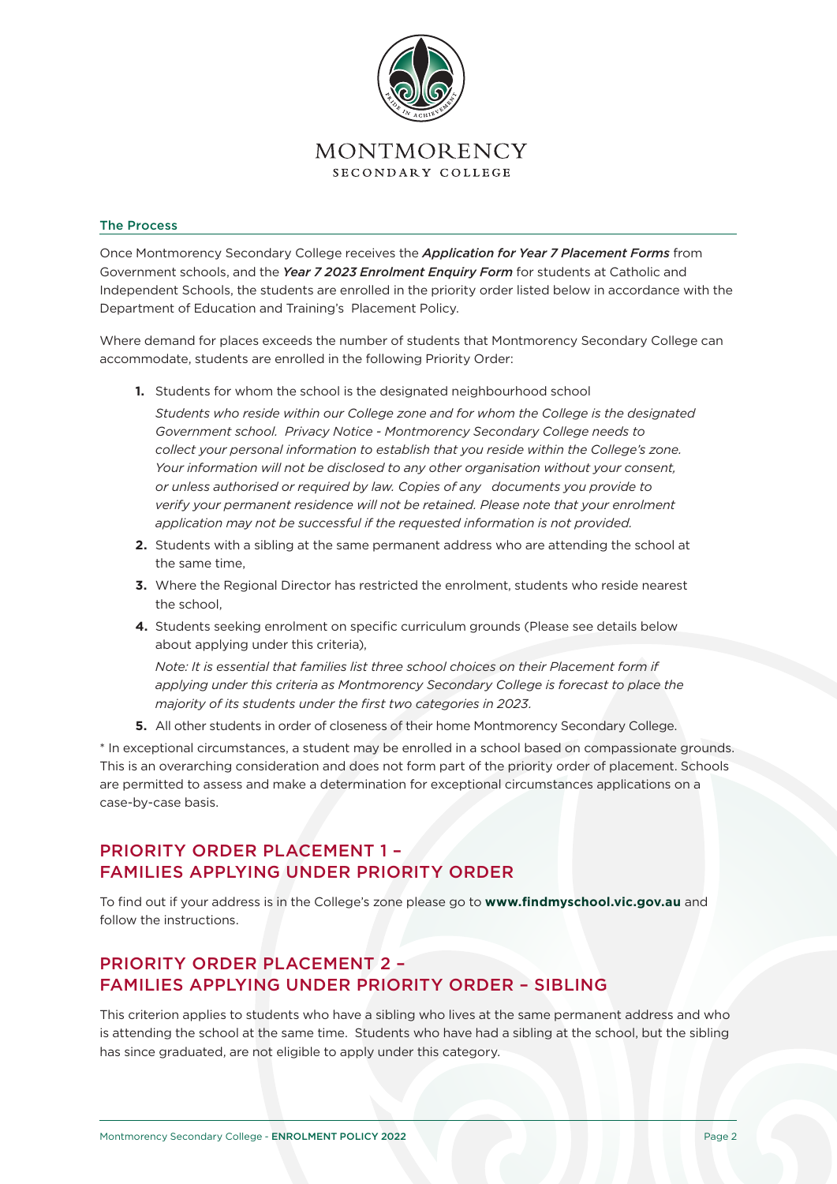MONTMORENCY
SECONDARY COLLEGE

### The Process

Once Montmorency Secondary College receives the ***Application for Year 7 Placement Forms*** from Government schools, and the ***Year 7 2023 Enrolment Enquiry Form*** for students at Catholic and Independent Schools, the students are enrolled in the priority order listed below in accordance with the Department of Education and Training's Placement Policy.

Where demand for places exceeds the number of students that Montmorency Secondary College can accommodate, students are enrolled in the following Priority Order:

1. Students for whom the school is the designated neighbourhood school

   *Students who reside within our College zone and for whom the College is the designated Government school. Privacy Notice - Montmorency Secondary College needs to collect your personal information to establish that you reside within the College's zone. Your information will not be disclosed to any other organisation without your consent, or unless authorised or required by law. Copies of any documents you provide to verify your permanent residence will not be retained. Please note that your enrolment application may not be successful if the requested information is not provided.*

2. Students with a sibling at the same permanent address who are attending the school at the same time,
3. Where the Regional Director has restricted the enrolment, students who reside nearest the school,
4. Students seeking enrolment on specific curriculum grounds (Please see details below about applying under this criteria),

   *Note: It is essential that families list three school choices on their Placement form if applying under this criteria as Montmorency Secondary College is forecast to place the majority of its students under the first two categories in 2023.*

5. All other students in order of closeness of their home Montmorency Secondary College.

* In exceptional circumstances, a student may be enrolled in a school based on compassionate grounds. This is an overarching consideration and does not form part of the priority order of placement. Schools are permitted to assess and make a determination for exceptional circumstances applications on a case-by-case basis.

## PRIORITY ORDER PLACEMENT 1 – FAMILIES APPLYING UNDER PRIORITY ORDER

To find out if your address is in the College's zone please go to **www.findmyschool.vic.gov.au** and follow the instructions.

## PRIORITY ORDER PLACEMENT 2 – FAMILIES APPLYING UNDER PRIORITY ORDER – SIBLING

This criterion applies to students who have a sibling who lives at the same permanent address and who is attending the school at the same time. Students who have had a sibling at the school, but the sibling has since graduated, are not eligible to apply under this category.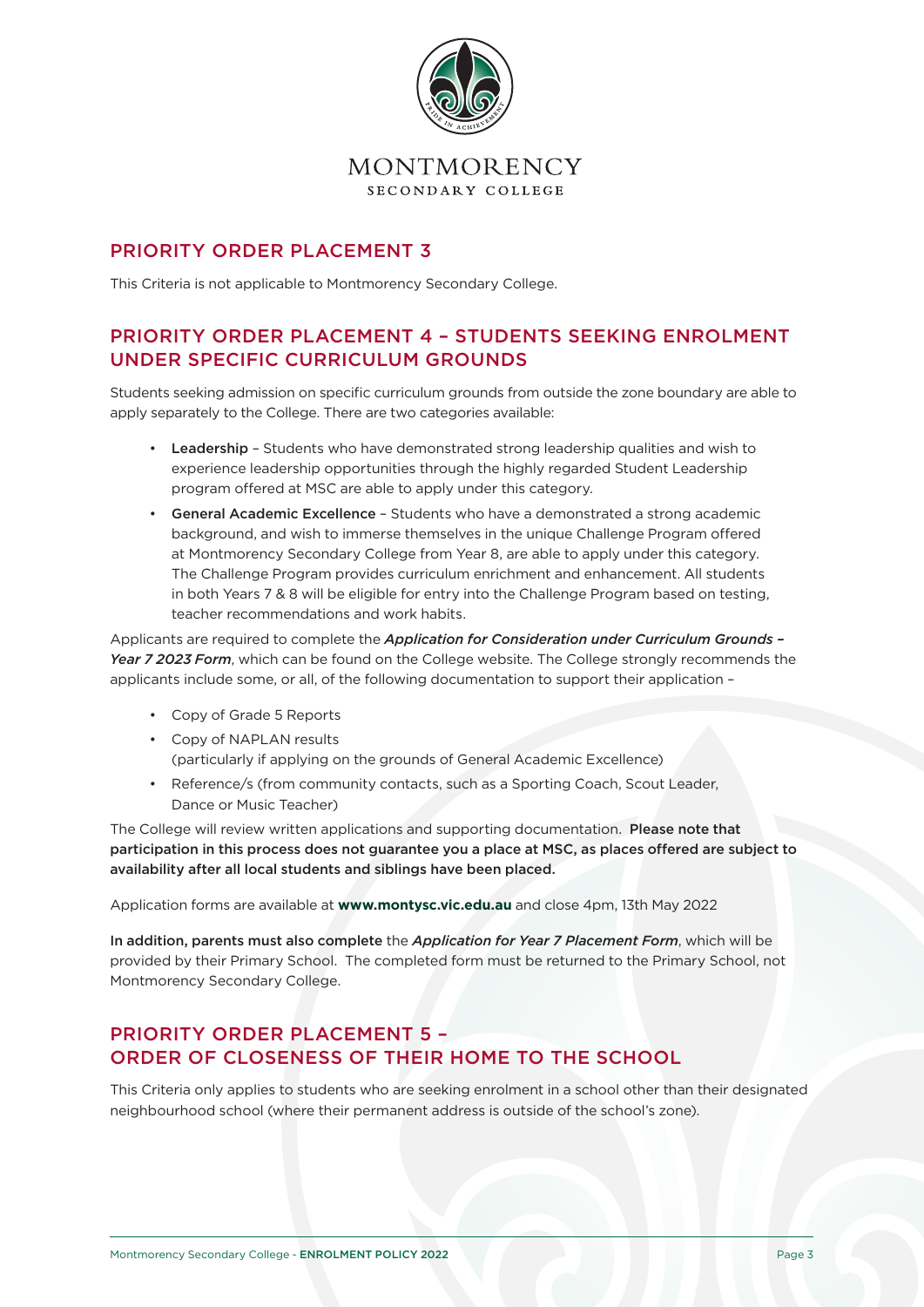## PRIORITY ORDER PLACEMENT 3

This Criteria is not applicable to Montmorency Secondary College.

## PRIORITY ORDER PLACEMENT 4 – STUDENTS SEEKING ENROLMENT UNDER SPECIFIC CURRICULUM GROUNDS

Students seeking admission on specific curriculum grounds from outside the zone boundary are able to apply separately to the College. There are two categories available:

- **Leadership** – Students who have demonstrated strong leadership qualities and wish to experience leadership opportunities through the highly regarded Student Leadership program offered at MSC are able to apply under this category.
- **General Academic Excellence** – Students who have a demonstrated a strong academic background, and wish to immerse themselves in the unique Challenge Program offered at Montmorency Secondary College from Year 8, are able to apply under this category. The Challenge Program provides curriculum enrichment and enhancement. All students in both Years 7 & 8 will be eligible for entry into the Challenge Program based on testing, teacher recommendations and work habits.

Applicants are required to complete the ***Application for Consideration under Curriculum Grounds – Year 7 2023 Form***, which can be found on the College website. The College strongly recommends the applicants include some, or all, of the following documentation to support their application –

- Copy of Grade 5 Reports
- Copy of NAPLAN results (particularly if applying on the grounds of General Academic Excellence)
- Reference/s (from community contacts, such as a Sporting Coach, Scout Leader, Dance or Music Teacher)

The College will review written applications and supporting documentation. **Please note that participation in this process does not guarantee you a place at MSC, as places offered are subject to availability after all local students and siblings have been placed.**

Application forms are available at **www.montysc.vic.edu.au** and close 4pm, 13th May 2022

**In addition, parents must also complete** the ***Application for Year 7 Placement Form***, which will be provided by their Primary School. The completed form must be returned to the Primary School, not Montmorency Secondary College.

## PRIORITY ORDER PLACEMENT 5 – ORDER OF CLOSENESS OF THEIR HOME TO THE SCHOOL

This Criteria only applies to students who are seeking enrolment in a school other than their designated neighbourhood school (where their permanent address is outside of the school's zone).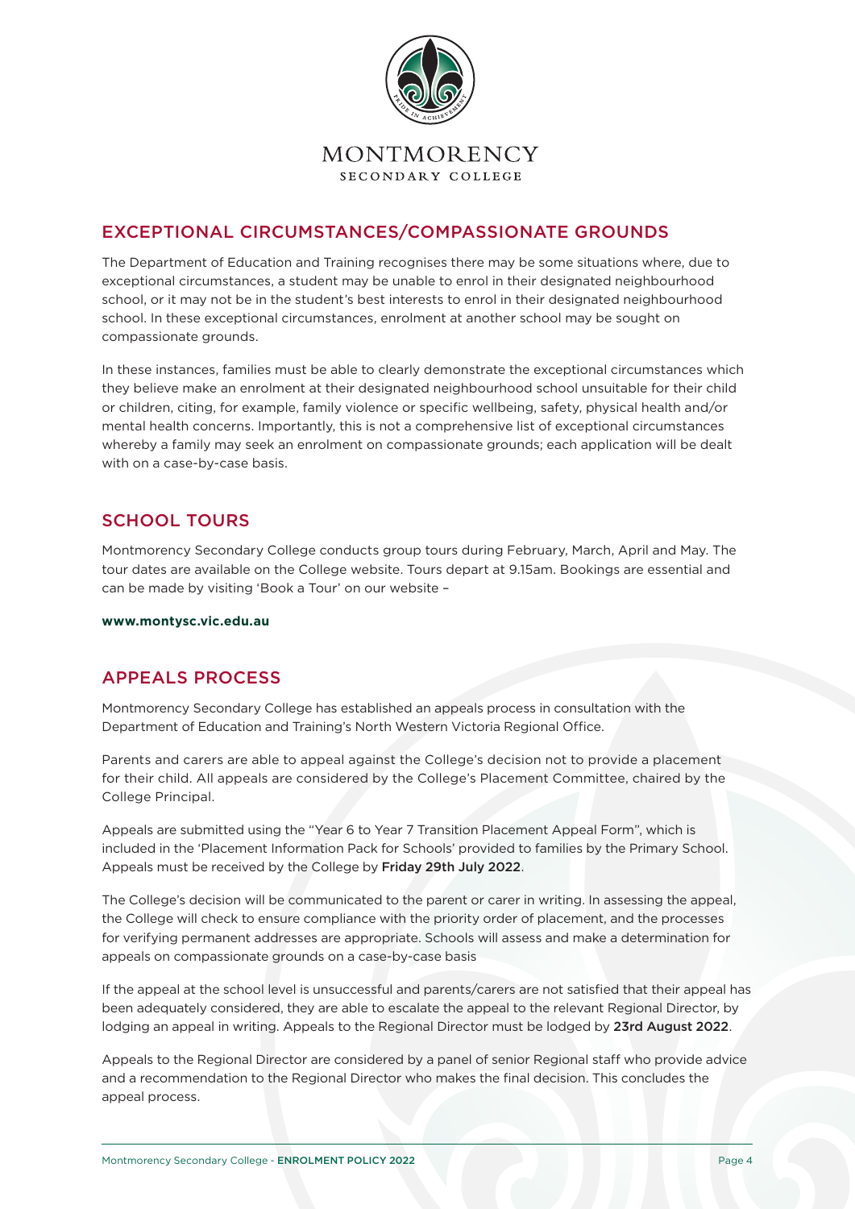MONTMORENCY
SECONDARY COLLEGE

## EXCEPTIONAL CIRCUMSTANCES/COMPASSIONATE GROUNDS

The Department of Education and Training recognises there may be some situations where, due to exceptional circumstances, a student may be unable to enrol in their designated neighbourhood school, or it may not be in the student's best interests to enrol in their designated neighbourhood school. In these exceptional circumstances, enrolment at another school may be sought on compassionate grounds.

In these instances, families must be able to clearly demonstrate the exceptional circumstances which they believe make an enrolment at their designated neighbourhood school unsuitable for their child or children, citing, for example, family violence or specific wellbeing, safety, physical health and/or mental health concerns. Importantly, this is not a comprehensive list of exceptional circumstances whereby a family may seek an enrolment on compassionate grounds; each application will be dealt with on a case-by-case basis.

## SCHOOL TOURS

Montmorency Secondary College conducts group tours during February, March, April and May. The tour dates are available on the College website. Tours depart at 9.15am. Bookings are essential and can be made by visiting 'Book a Tour' on our website –

**www.montysc.vic.edu.au**

## APPEALS PROCESS

Montmorency Secondary College has established an appeals process in consultation with the Department of Education and Training's North Western Victoria Regional Office.

Parents and carers are able to appeal against the College's decision not to provide a placement for their child. All appeals are considered by the College's Placement Committee, chaired by the College Principal.

Appeals are submitted using the "Year 6 to Year 7 Transition Placement Appeal Form", which is included in the 'Placement Information Pack for Schools' provided to families by the Primary School. Appeals must be received by the College by **Friday 29th July 2022**.

The College's decision will be communicated to the parent or carer in writing. In assessing the appeal, the College will check to ensure compliance with the priority order of placement, and the processes for verifying permanent addresses are appropriate. Schools will assess and make a determination for appeals on compassionate grounds on a case-by-case basis

If the appeal at the school level is unsuccessful and parents/carers are not satisfied that their appeal has been adequately considered, they are able to escalate the appeal to the relevant Regional Director, by lodging an appeal in writing. Appeals to the Regional Director must be lodged by **23rd August 2022**.

Appeals to the Regional Director are considered by a panel of senior Regional staff who provide advice and a recommendation to the Regional Director who makes the final decision. This concludes the appeal process.